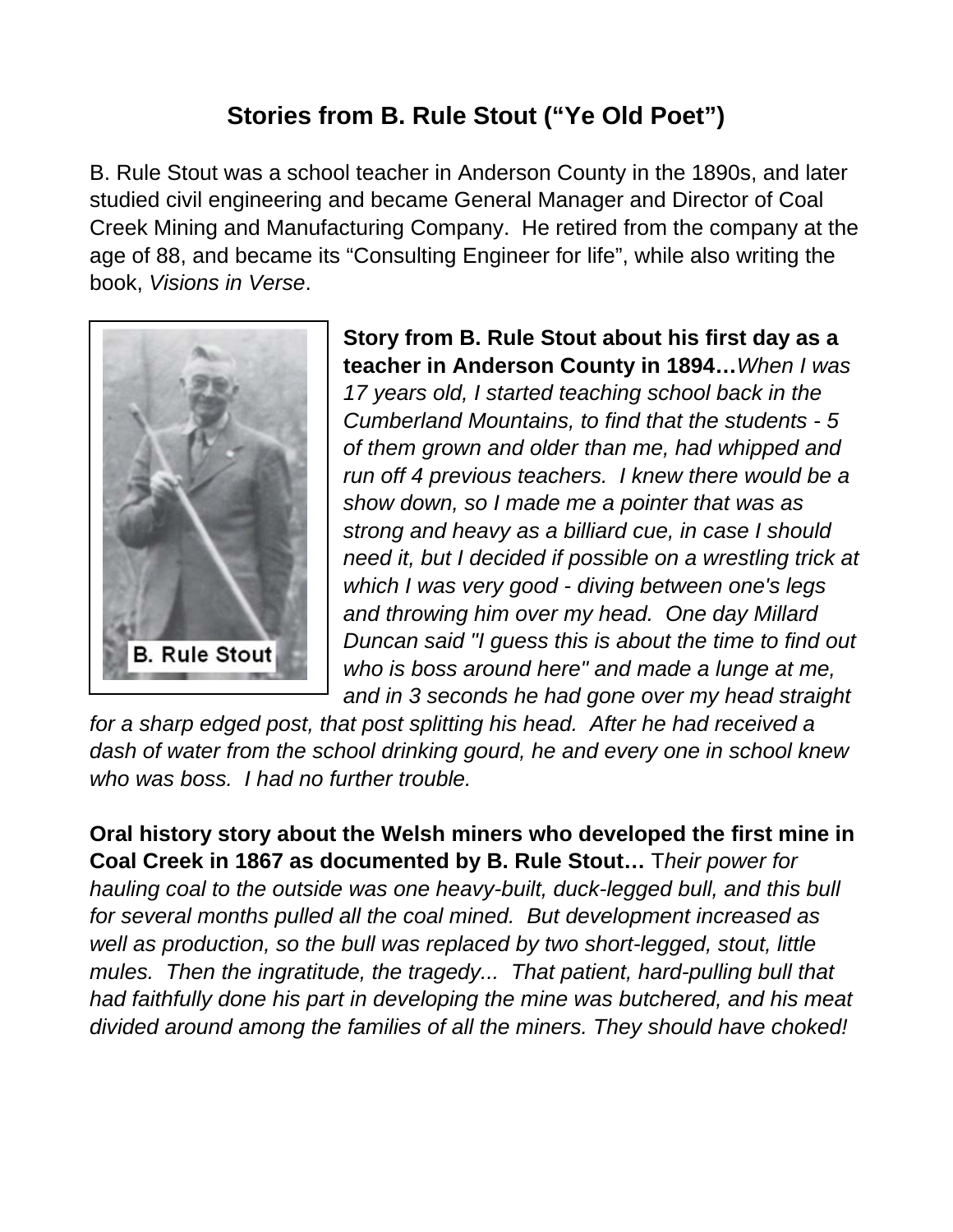# Stories from B. Rule Stout ("Ye Old Poet")

B. Rule Stout was a school teacher in Anderson County in the 1890s, and later studied civil engineering and became General Manager and Director of Coal Creek Mining and Manufacturing Company. He retired from the company at the age of 88, and became its "Consulting Engineer for life", while also writing the book, *Visions in Verse*.

B. Rule Stout

**Story from B. Rule Stout about his first day as a teacher in Anderson County in 1894…** *When I was 17 years old, I started teaching school back in the Cumberland Mountains, to find that the students - 5 of them grown and older than me, had whipped and run off 4 previous teachers. I knew there would be a show down, so I made me a pointer that was as strong and heavy as a billiard cue, in case I should need it, but I decided if possible on a wrestling trick at which I was very good - diving between one's legs and throwing him over my head. One day Millard Duncan said "I guess this is about the time to find out who is boss around here" and made a lunge at me, and in 3 seconds he had gone over my head straight for a sharp edged post, that post splitting his head. After he had received a dash of water from the school drinking gourd, he and every one in school knew who was boss. I had no further trouble.*

**Oral history story about the Welsh miners who developed the first mine in Coal Creek in 1867 as documented by B. Rule Stout…** T*heir power for hauling coal to the outside was one heavy-built, duck-legged bull, and this bull for several months pulled all the coal mined. But development increased as well as production, so the bull was replaced by two short-legged, stout, little mules. Then the ingratitude, the tragedy... That patient, hard-pulling bull that had faithfully done his part in developing the mine was butchered, and his meat divided around among the families of all the miners. They should have choked!*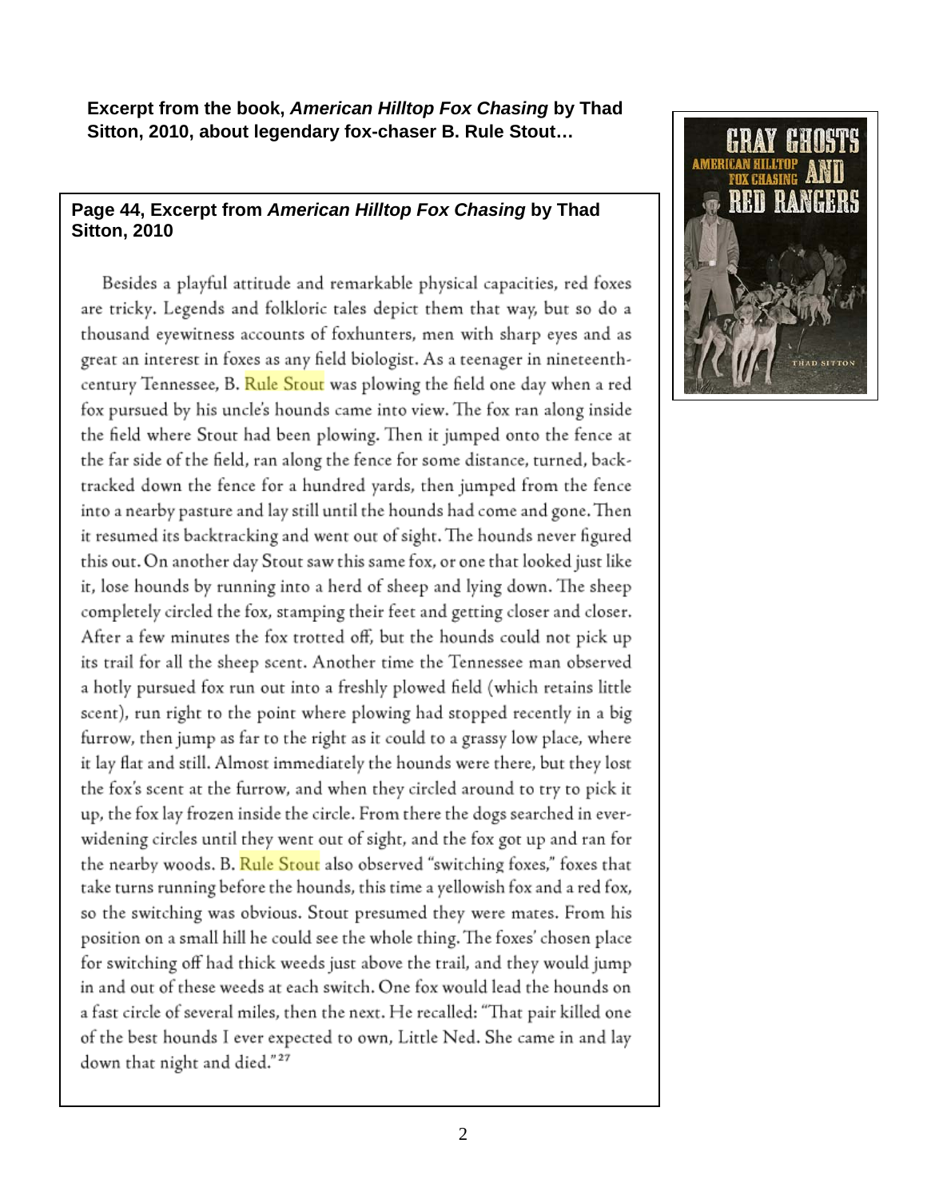**Excerpt from the book, *American Hilltop Fox Chasing* by Thad Sitton, 2010, about legendary fox-chaser B. Rule Stout…**

**Page 44, Excerpt from *American Hilltop Fox Chasing* by Thad Sitton, 2010**

Besides a playful attitude and remarkable physical capacities, red foxes are tricky. Legends and folkloric tales depict them that way, but so do a thousand eyewitness accounts of foxhunters, men with sharp eyes and as great an interest in foxes as any field biologist. As a teenager in nineteenth-century Tennessee, B. Rule Stout was plowing the field one day when a red fox pursued by his uncle's hounds came into view. The fox ran along inside the field where Stout had been plowing. Then it jumped onto the fence at the far side of the field, ran along the fence for some distance, turned, back-tracked down the fence for a hundred yards, then jumped from the fence into a nearby pasture and lay still until the hounds had come and gone. Then it resumed its backtracking and went out of sight. The hounds never figured this out. On another day Stout saw this same fox, or one that looked just like it, lose hounds by running into a herd of sheep and lying down. The sheep completely circled the fox, stamping their feet and getting closer and closer. After a few minutes the fox trotted off, but the hounds could not pick up its trail for all the sheep scent. Another time the Tennessee man observed a hotly pursued fox run out into a freshly plowed field (which retains little scent), run right to the point where plowing had stopped recently in a big furrow, then jump as far to the right as it could to a grassy low place, where it lay flat and still. Almost immediately the hounds were there, but they lost the fox's scent at the furrow, and when they circled around to try to pick it up, the fox lay frozen inside the circle. From there the dogs searched in ever-widening circles until they went out of sight, and the fox got up and ran for the nearby woods. B. Rule Stout also observed "switching foxes," foxes that take turns running before the hounds, this time a yellowish fox and a red fox, so the switching was obvious. Stout presumed they were mates. From his position on a small hill he could see the whole thing. The foxes' chosen place for switching off had thick weeds just above the trail, and they would jump in and out of these weeds at each switch. One fox would lead the hounds on a fast circle of several miles, then the next. He recalled: "That pair killed one of the best hounds I ever expected to own, Little Ned. She came in and lay down that night and died."[27]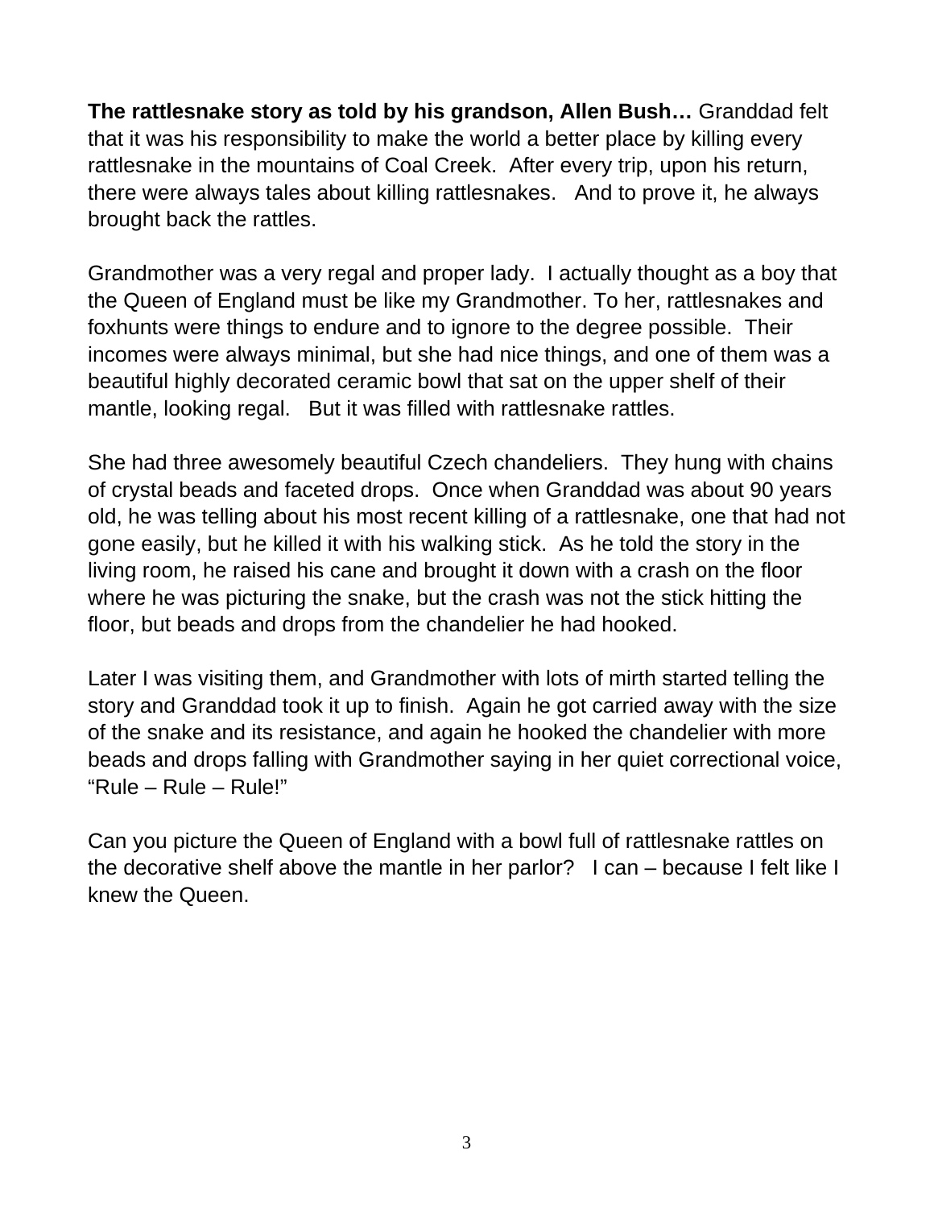**The rattlesnake story as told by his grandson, Allen Bush…** Granddad felt that it was his responsibility to make the world a better place by killing every rattlesnake in the mountains of Coal Creek. After every trip, upon his return, there were always tales about killing rattlesnakes. And to prove it, he always brought back the rattles.

Grandmother was a very regal and proper lady. I actually thought as a boy that the Queen of England must be like my Grandmother. To her, rattlesnakes and foxhunts were things to endure and to ignore to the degree possible. Their incomes were always minimal, but she had nice things, and one of them was a beautiful highly decorated ceramic bowl that sat on the upper shelf of their mantle, looking regal. But it was filled with rattlesnake rattles.

She had three awesomely beautiful Czech chandeliers. They hung with chains of crystal beads and faceted drops. Once when Granddad was about 90 years old, he was telling about his most recent killing of a rattlesnake, one that had not gone easily, but he killed it with his walking stick. As he told the story in the living room, he raised his cane and brought it down with a crash on the floor where he was picturing the snake, but the crash was not the stick hitting the floor, but beads and drops from the chandelier he had hooked.

Later I was visiting them, and Grandmother with lots of mirth started telling the story and Granddad took it up to finish. Again he got carried away with the size of the snake and its resistance, and again he hooked the chandelier with more beads and drops falling with Grandmother saying in her quiet correctional voice, "Rule – Rule – Rule!"

Can you picture the Queen of England with a bowl full of rattlesnake rattles on the decorative shelf above the mantle in her parlor? I can – because I felt like I knew the Queen.